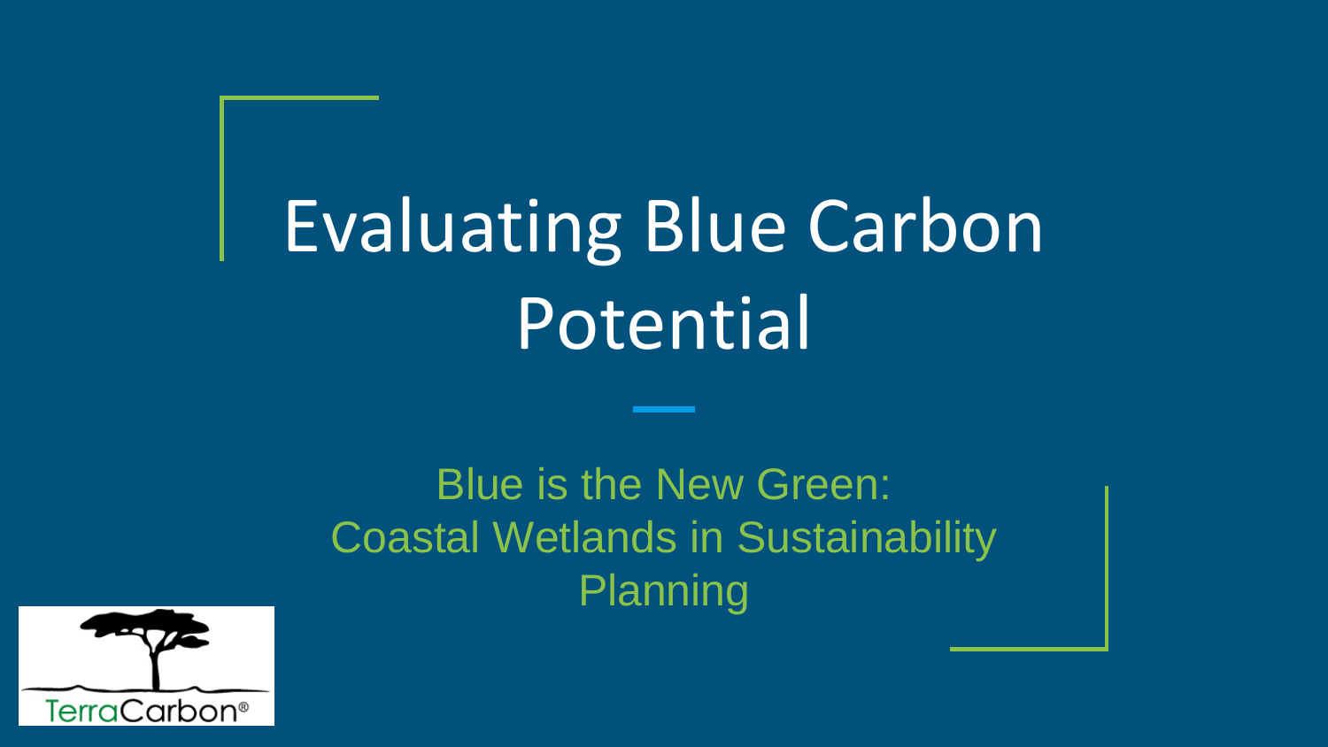# Evaluating Blue Carbon Potential

Blue is the New Green:
Coastal Wetlands in Sustainability Planning

TerraCarbon®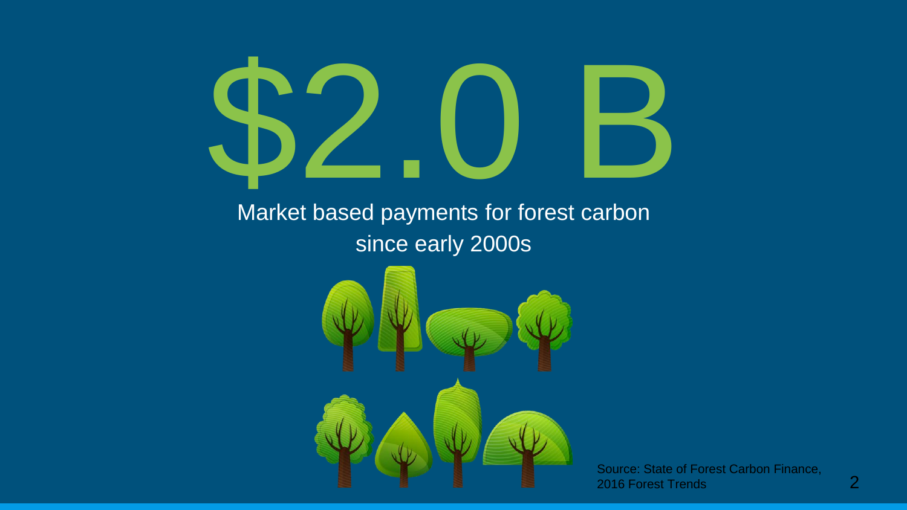# $2.0 B

Market based payments for forest carbon since early 2000s

Source: State of Forest Carbon Finance, 2016 Forest Trends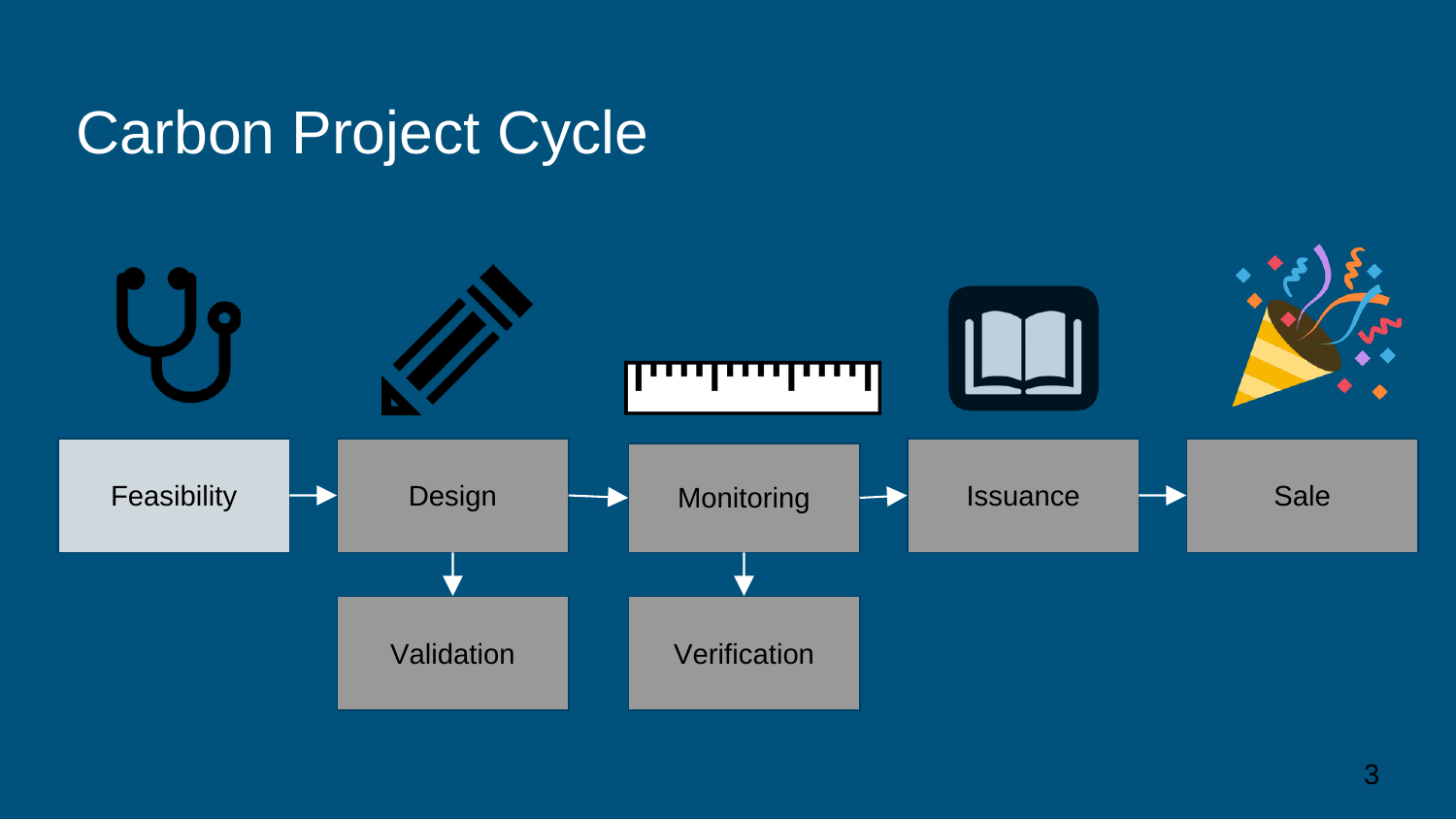# Carbon Project Cycle

Feasibility → Design → Monitoring → Issuance → Sale

Design → Validation

Monitoring → Verification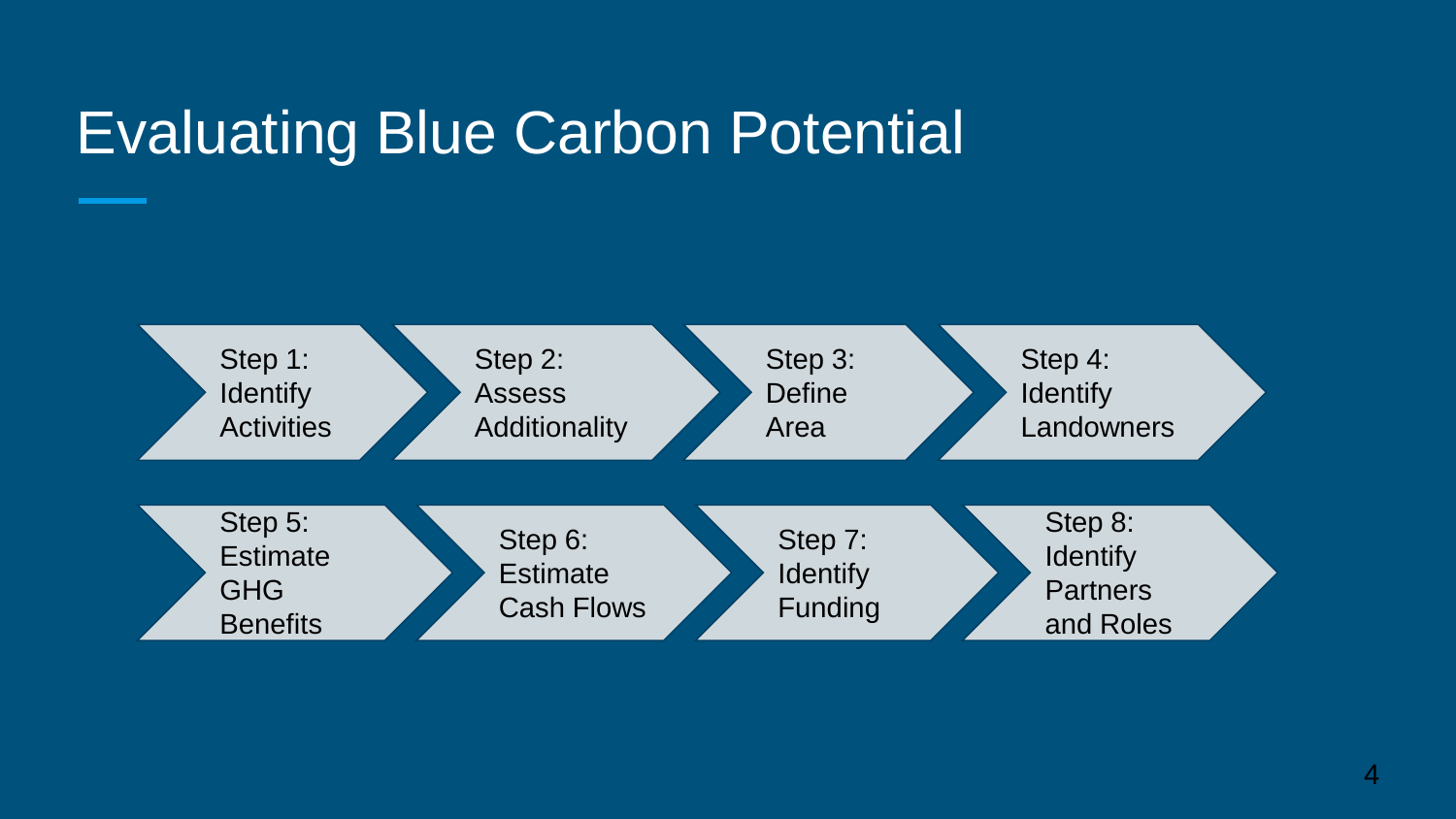# Evaluating Blue Carbon Potential

1. Step 1: Identify Activities
2. Step 2: Assess Additionality
3. Step 3: Define Area
4. Step 4: Identify Landowners
5. Step 5: Estimate GHG Benefits
6. Step 6: Estimate Cash Flows
7. Step 7: Identify Funding
8. Step 8: Identify Partners and Roles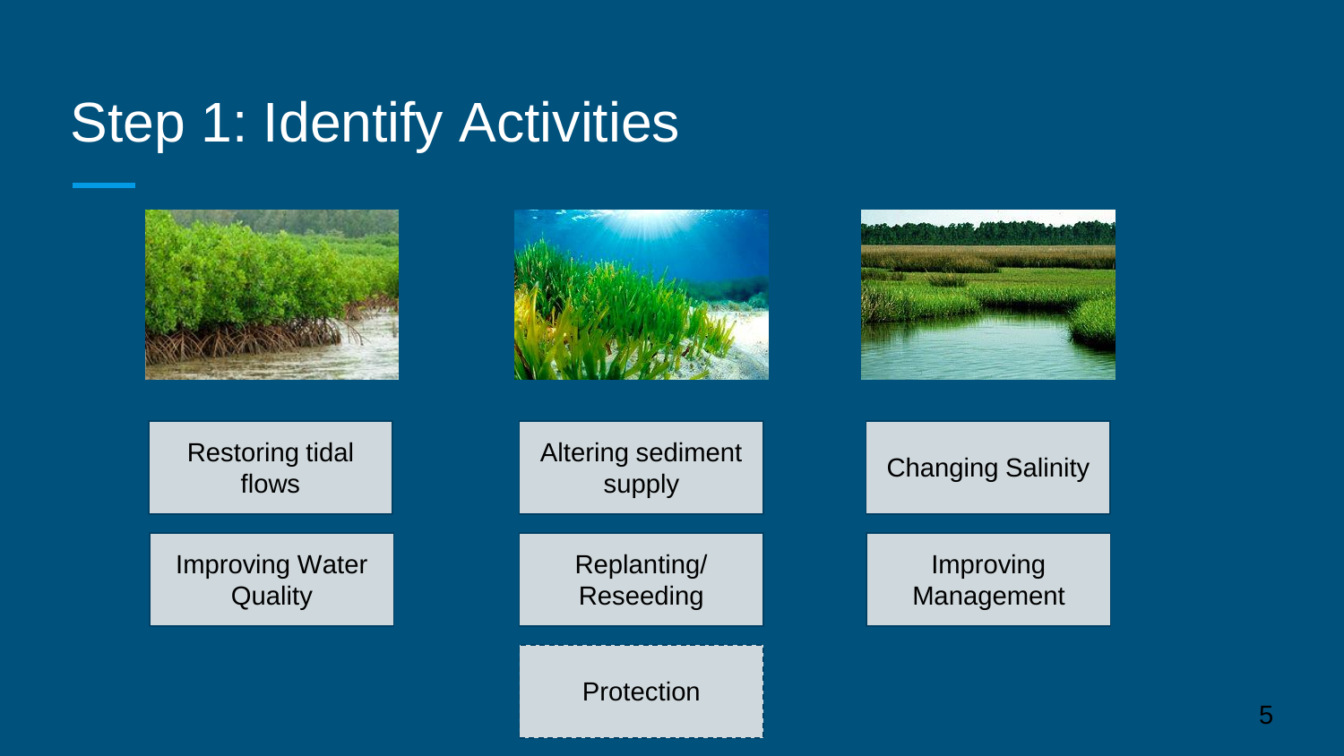# Step 1: Identify Activities

- Restoring tidal flows
- Improving Water Quality
- Altering sediment supply
- Replanting/ Reseeding
- Protection
- Changing Salinity
- Improving Management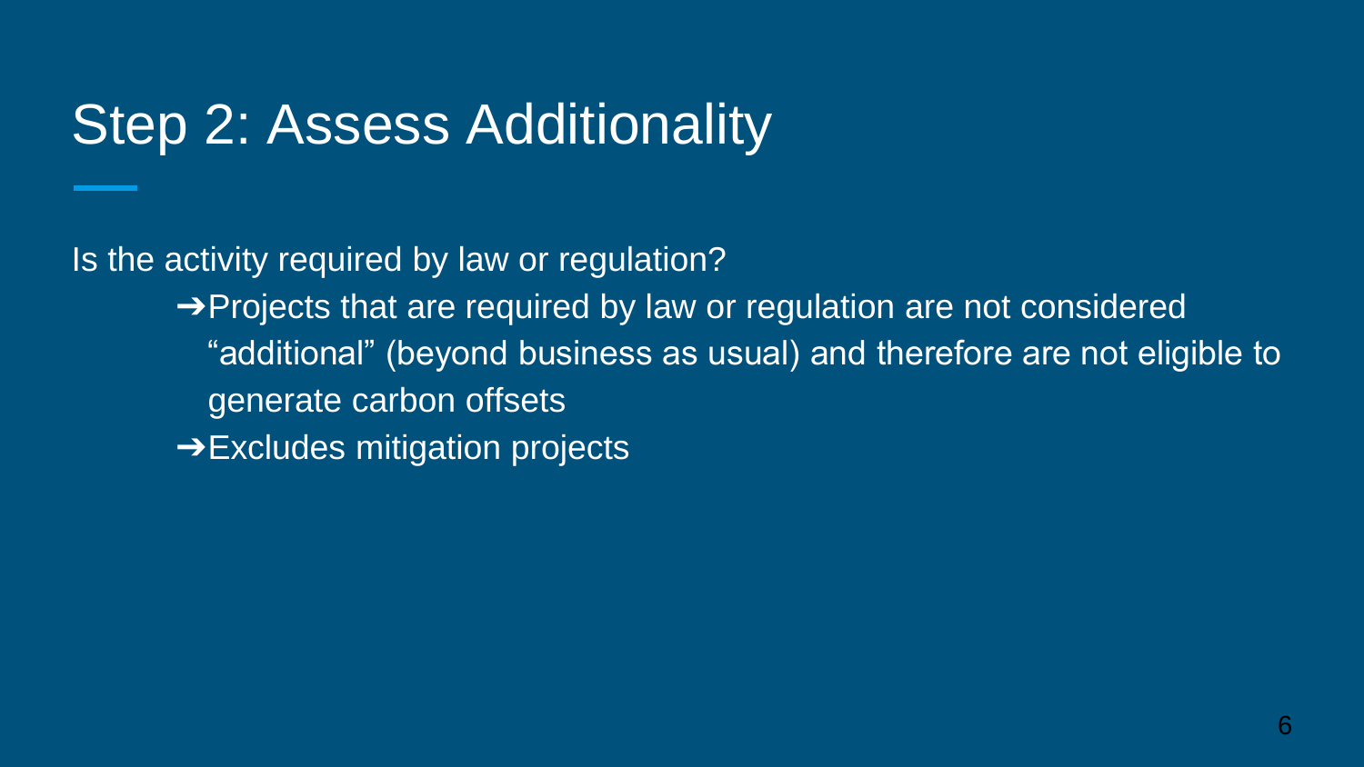# Step 2: Assess Additionality

Is the activity required by law or regulation?

- ➔Projects that are required by law or regulation are not considered "additional" (beyond business as usual) and therefore are not eligible to generate carbon offsets
- ➔Excludes mitigation projects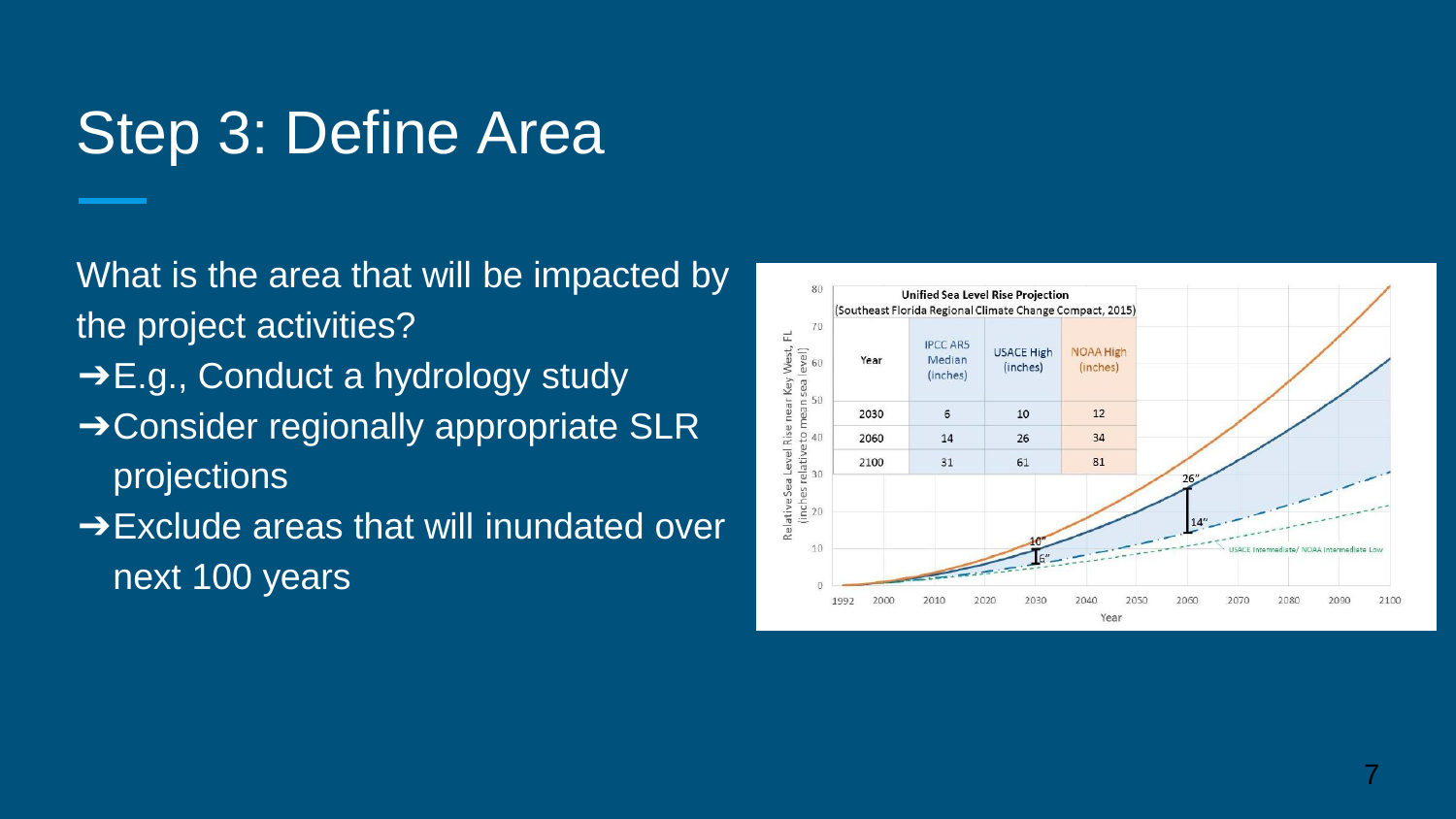# Step 3: Define Area

What is the area that will be impacted by the project activities?

- ➔ E.g., Conduct a hydrology study
- ➔ Consider regionally appropriate SLR projections
- ➔ Exclude areas that will inundated over next 100 years

**Unified Sea Level Rise Projection**
(Southeast Florida Regional Climate Change Compact, 2015)

| Year | IPCC AR5 Median (inches) | USACE High (inches) | NOAA High (inches) |
| --- | --- | --- | --- |
| 2030 | 6 | 10 | 12 |
| 2060 | 14 | 26 | 34 |
| 2100 | 31 | 61 | 81 |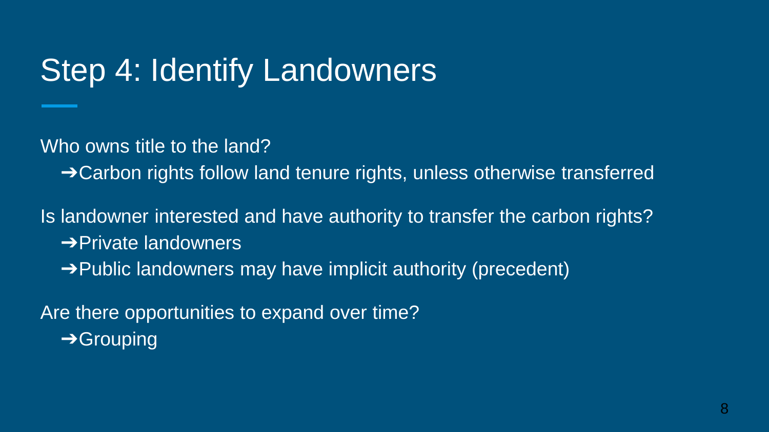# Step 4: Identify Landowners

Who owns title to the land?

- ➔Carbon rights follow land tenure rights, unless otherwise transferred

Is landowner interested and have authority to transfer the carbon rights?

- ➔Private landowners
- ➔Public landowners may have implicit authority (precedent)

Are there opportunities to expand over time?

- ➔Grouping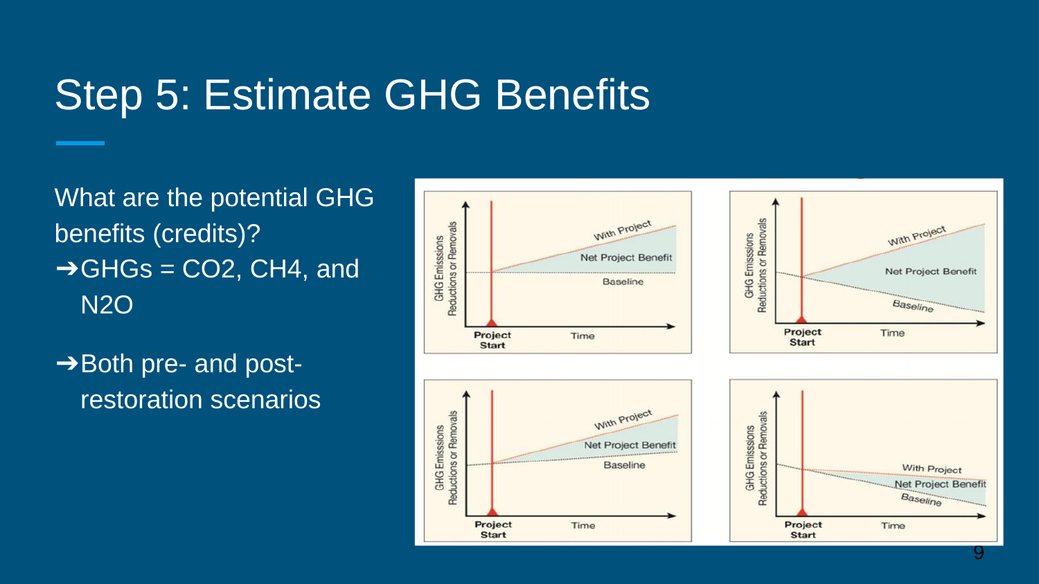# Step 5: Estimate GHG Benefits

What are the potential GHG benefits (credits)?

- ➔GHGs = $CO_2$, $CH_4$, and $N_2O$
- ➔Both pre- and post-restoration scenarios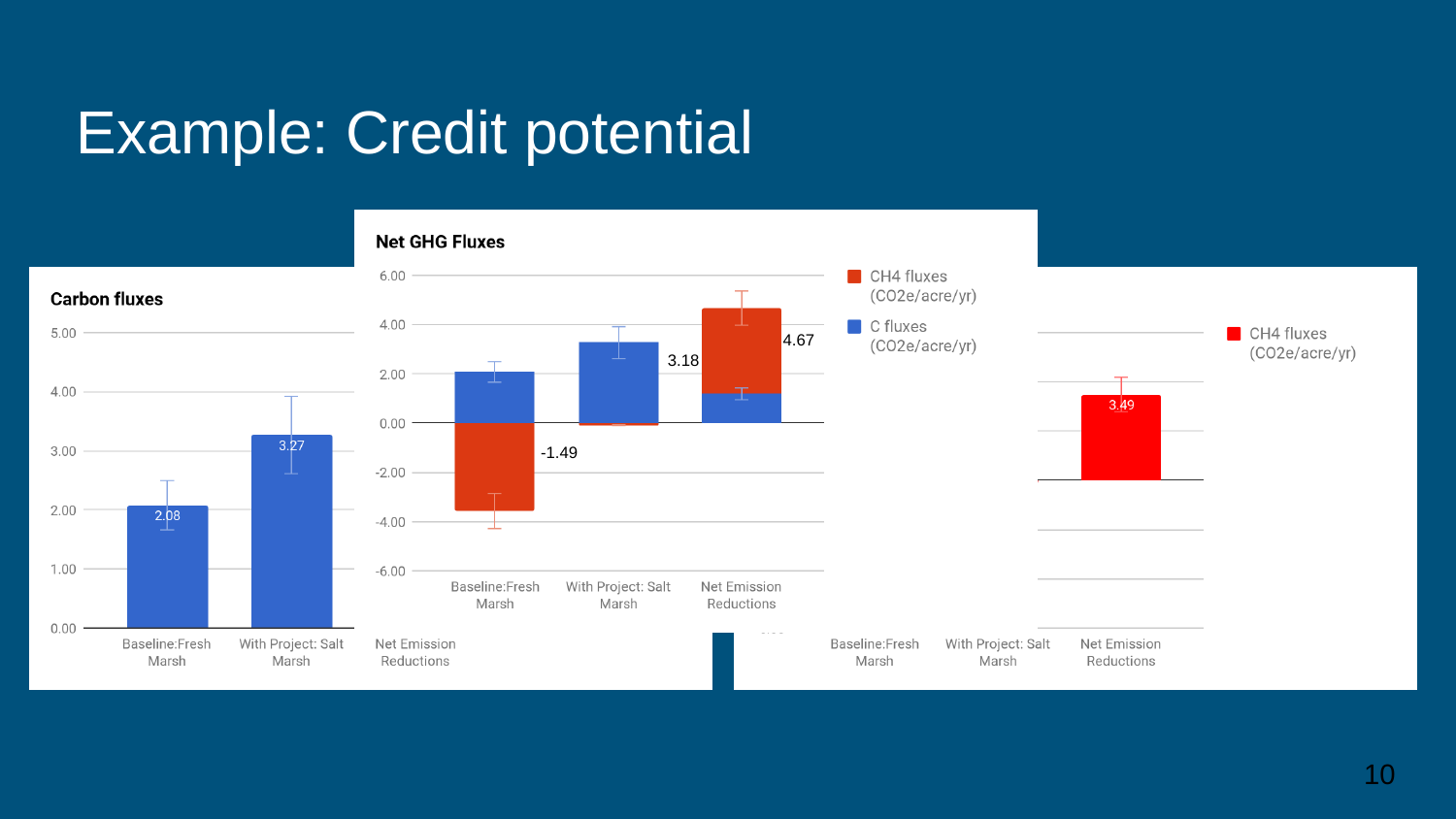# Example: Credit potential

**Carbon fluxes**

| | Baseline: Fresh Marsh | With Project: Salt Marsh | Net Emission Reductions |
|---|---|---|---|
| C fluxes | 2.08 | 3.27 | |

**Net GHG Fluxes**

| | Baseline: Fresh Marsh | With Project: Salt Marsh | Net Emission Reductions |
|---|---|---|---|
| Net | -1.49 | 3.18 | 4.67 |

CH4 fluxes ($CO_2$e/acre/yr)

C fluxes ($CO_2$e/acre/yr)

| | Baseline: Fresh Marsh | With Project: Salt Marsh | Net Emission Reductions |
|---|---|---|---|
| CH4 fluxes ($CO_2$e/acre/yr) | | | 3.49 |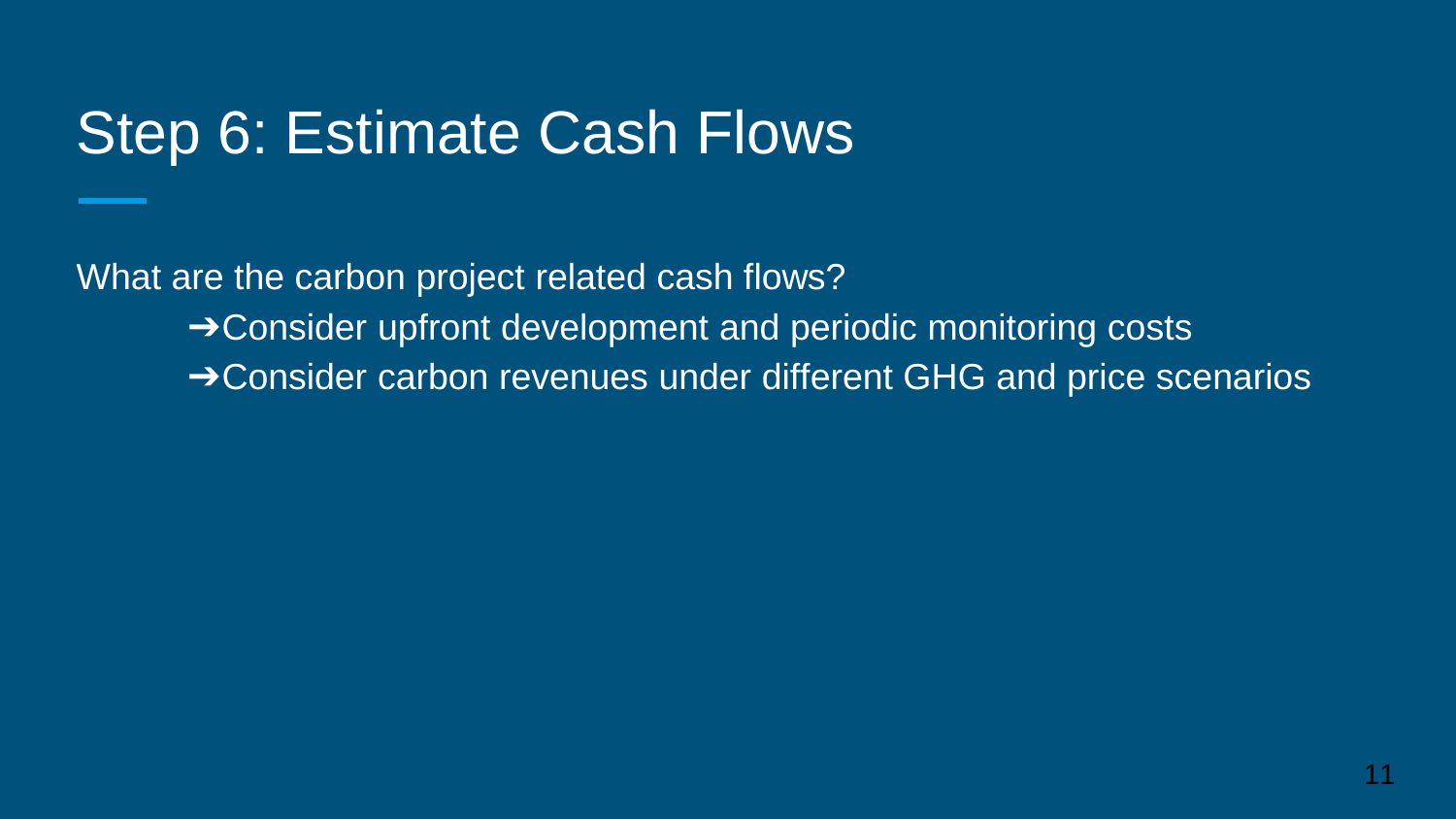# Step 6: Estimate Cash Flows

What are the carbon project related cash flows?

- ➔Consider upfront development and periodic monitoring costs
- ➔Consider carbon revenues under different GHG and price scenarios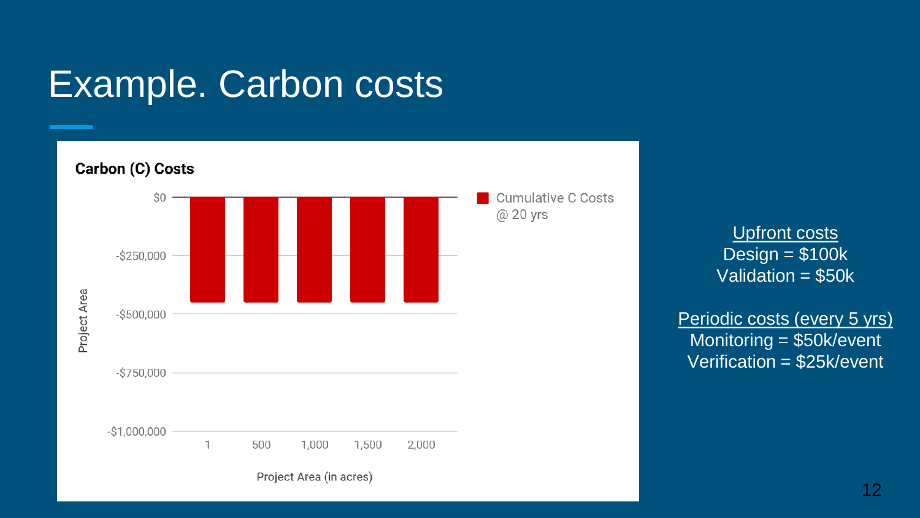# Example. Carbon costs

**Carbon (C) Costs**

Cumulative C Costs @ 20 yrs

| Project Area (in acres) | Cumulative C Costs @ 20 yrs |
|---|---|
| 1 | ~ -$450,000 |
| 500 | ~ -$450,000 |
| 1,000 | ~ -$450,000 |
| 1,500 | ~ -$450,000 |
| 2,000 | ~ -$450,000 |

Upfront costs
Design = $100k
Validation = $50k

Periodic costs (every 5 yrs)
Monitoring = $50k/event
Verification = $25k/event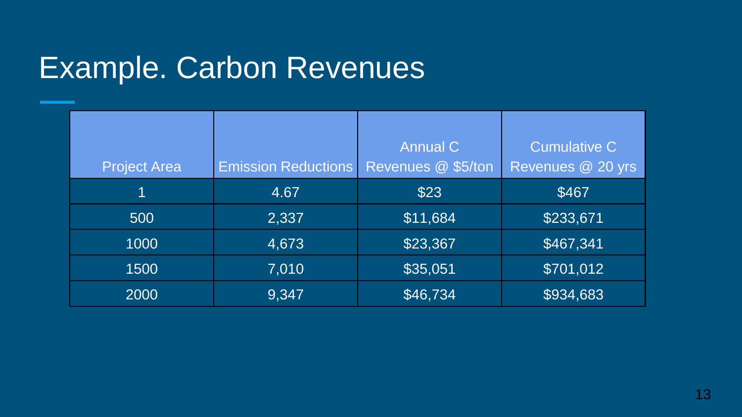# Example. Carbon Revenues

| Project Area | Emission Reductions | Annual C Revenues @ $5/ton | Cumulative C Revenues @ 20 yrs |
|---|---|---|---|
| 1 | 4.67 | $23 | $467 |
| 500 | 2,337 | $11,684 | $233,671 |
| 1000 | 4,673 | $23,367 | $467,341 |
| 1500 | 7,010 | $35,051 | $701,012 |
| 2000 | 9,347 | $46,734 | $934,683 |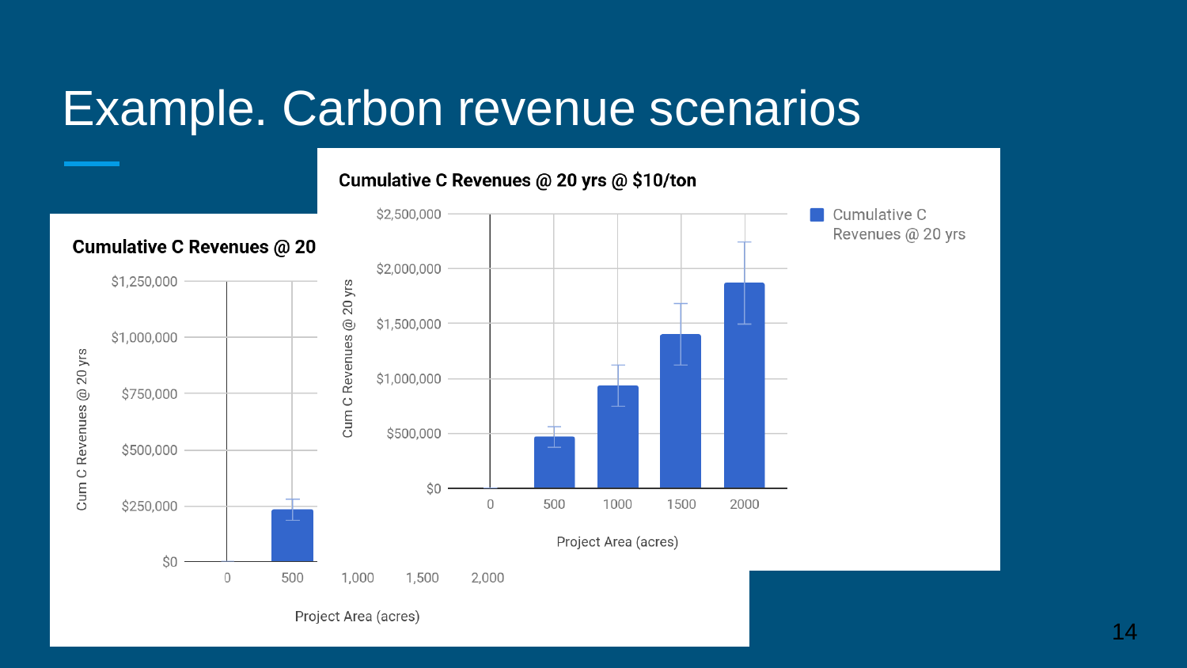# Example. Carbon revenue scenarios

**Cumulative C Revenues @ 20**

Cum C Revenues @ 20 yrs

$1,250,000
$1,000,000
$750,000
$500,000
$250,000
$0

0 500 1,000 1,500 2,000

Project Area (acres)

**Cumulative C Revenues @ 20 yrs @ $10/ton**

Cum C Revenues @ 20 yrs

$2,500,000
$2,000,000
$1,500,000
$1,000,000
$500,000
$0

0 500 1000 1500 2000

Project Area (acres)

Cumulative C Revenues @ 20 yrs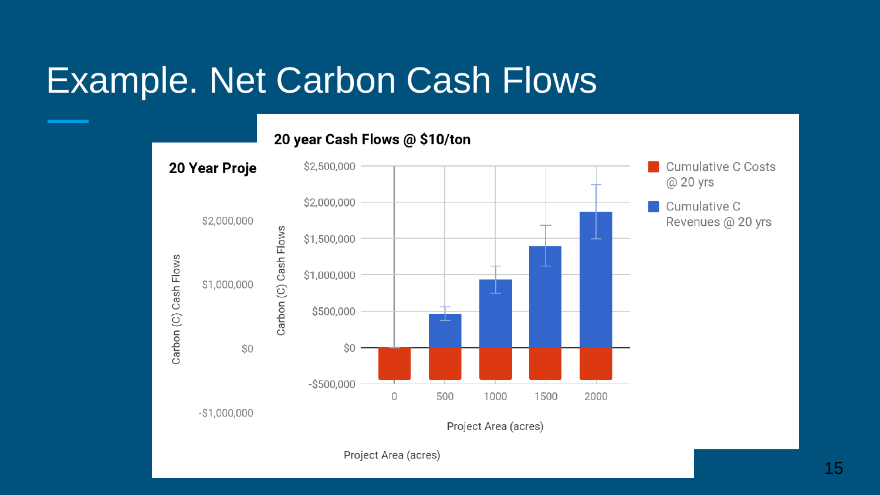# Example. Net Carbon Cash Flows

**20 Year Proje**

Carbon (C) Cash Flows

$2,000,000

$1,000,000

$0

-$1,000,000

Project Area (acres)

**20 year Cash Flows @ $10/ton**

Carbon (C) Cash Flows

$2,500,000

$2,000,000

$1,500,000

$1,000,000

$500,000

$0

-$500,000

0 500 1000 1500 2000

Project Area (acres)

Cumulative C Costs @ 20 yrs

Cumulative C Revenues @ 20 yrs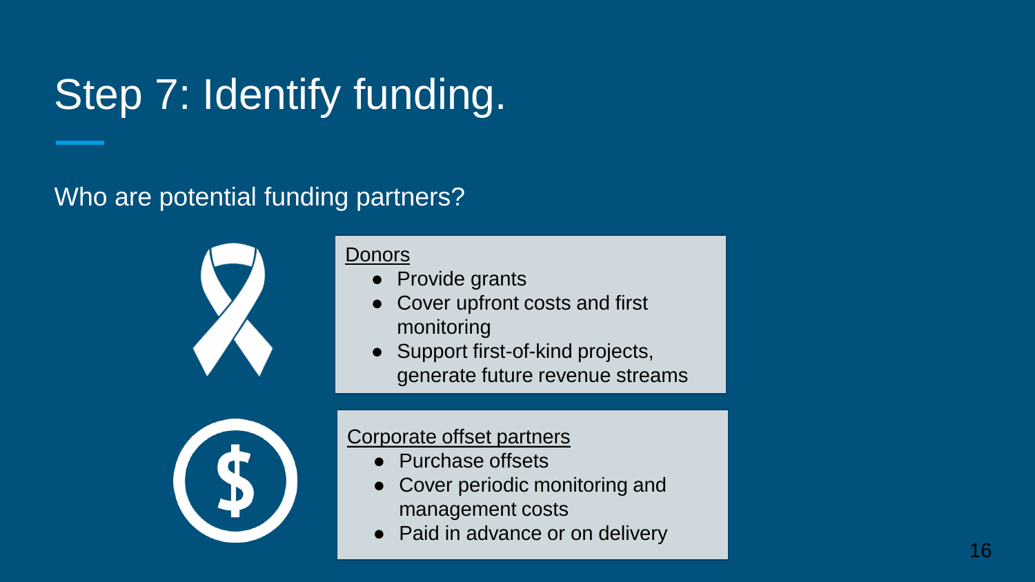# Step 7: Identify funding.

Who are potential funding partners?

Donors

- Provide grants
- Cover upfront costs and first monitoring
- Support first-of-kind projects, generate future revenue streams

Corporate offset partners

- Purchase offsets
- Cover periodic monitoring and management costs
- Paid in advance or on delivery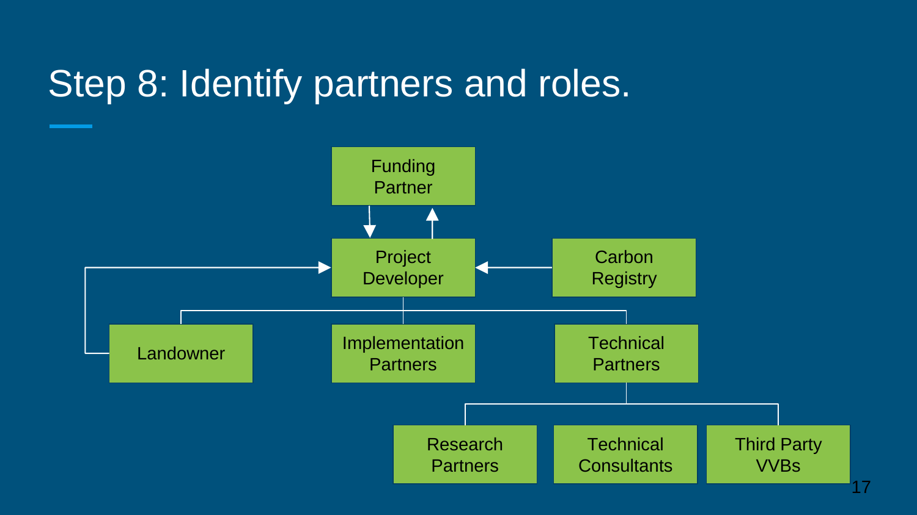# Step 8: Identify partners and roles.

- Funding Partner
- Project Developer
- Carbon Registry
- Landowner
- Implementation Partners
- Technical Partners
  - Research Partners
  - Technical Consultants
  - Third Party VVBs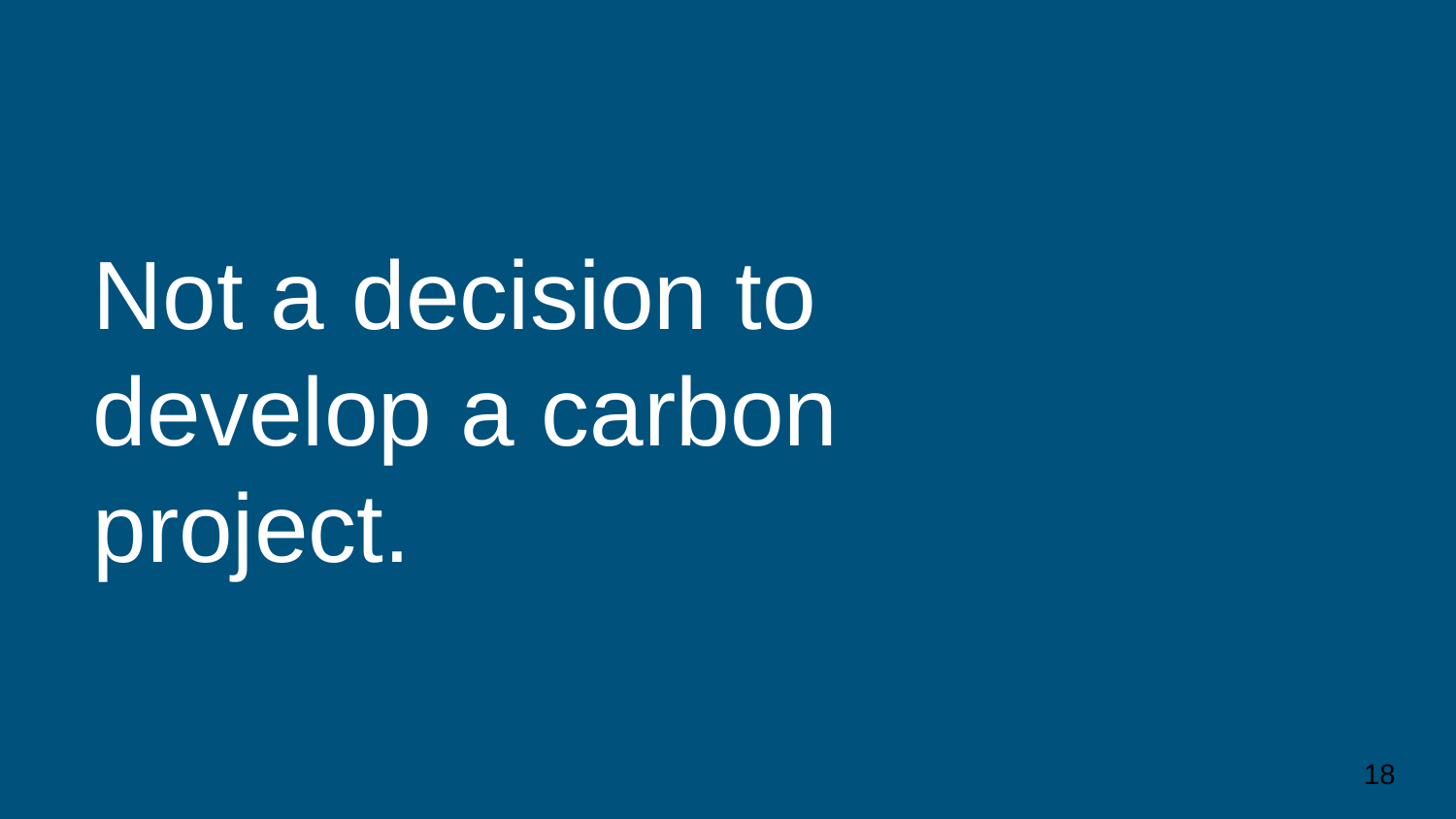Not a decision to develop a carbon project.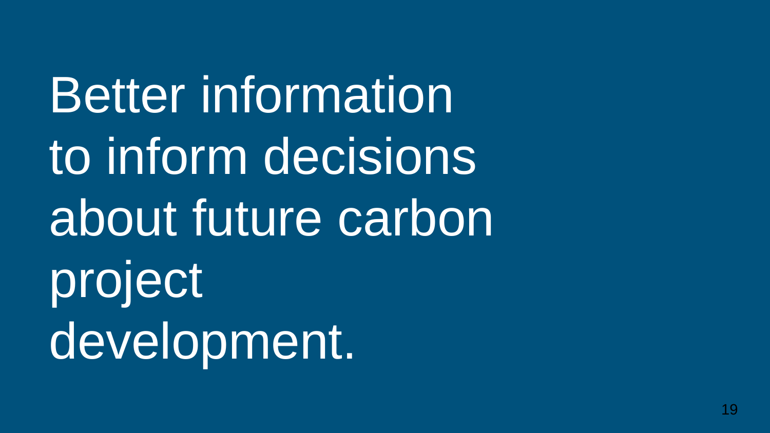Better information to inform decisions about future carbon project development.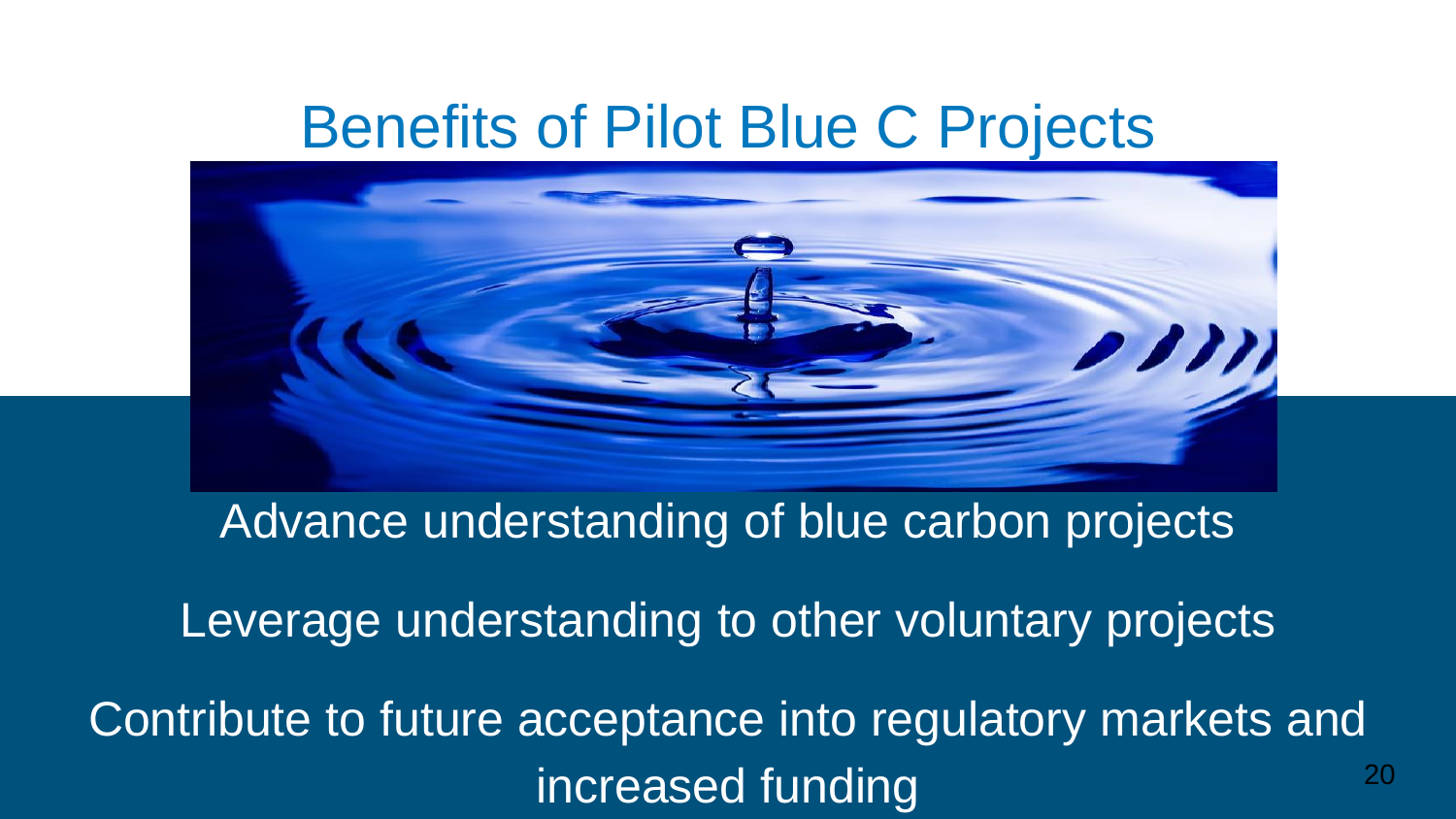# Benefits of Pilot Blue C Projects

Advance understanding of blue carbon projects

Leverage understanding to other voluntary projects

Contribute to future acceptance into regulatory markets and increased funding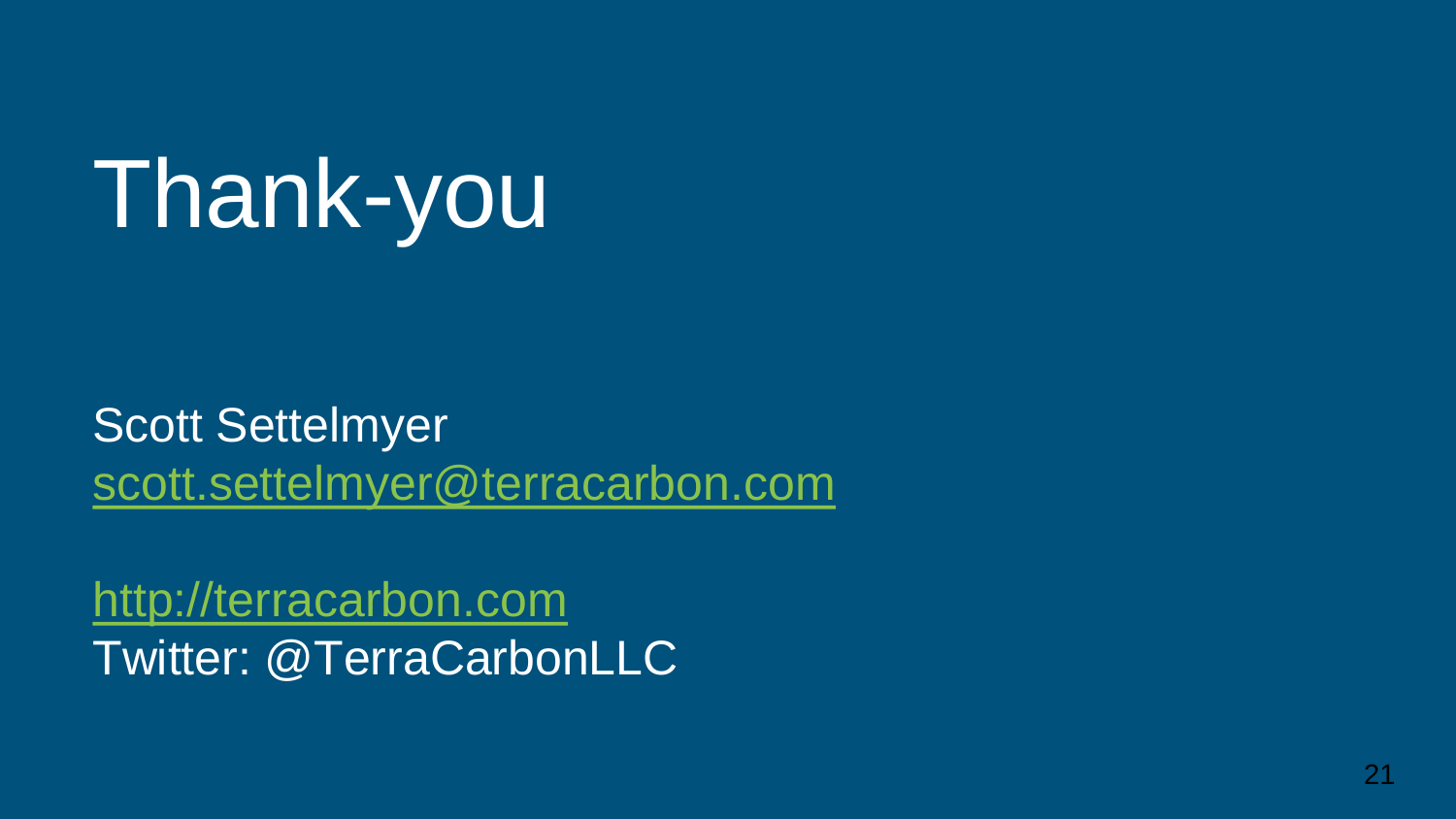# Thank-you

Scott Settelmyer
scott.settelmyer@terracarbon.com

http://terracarbon.com
Twitter: @TerraCarbonLLC